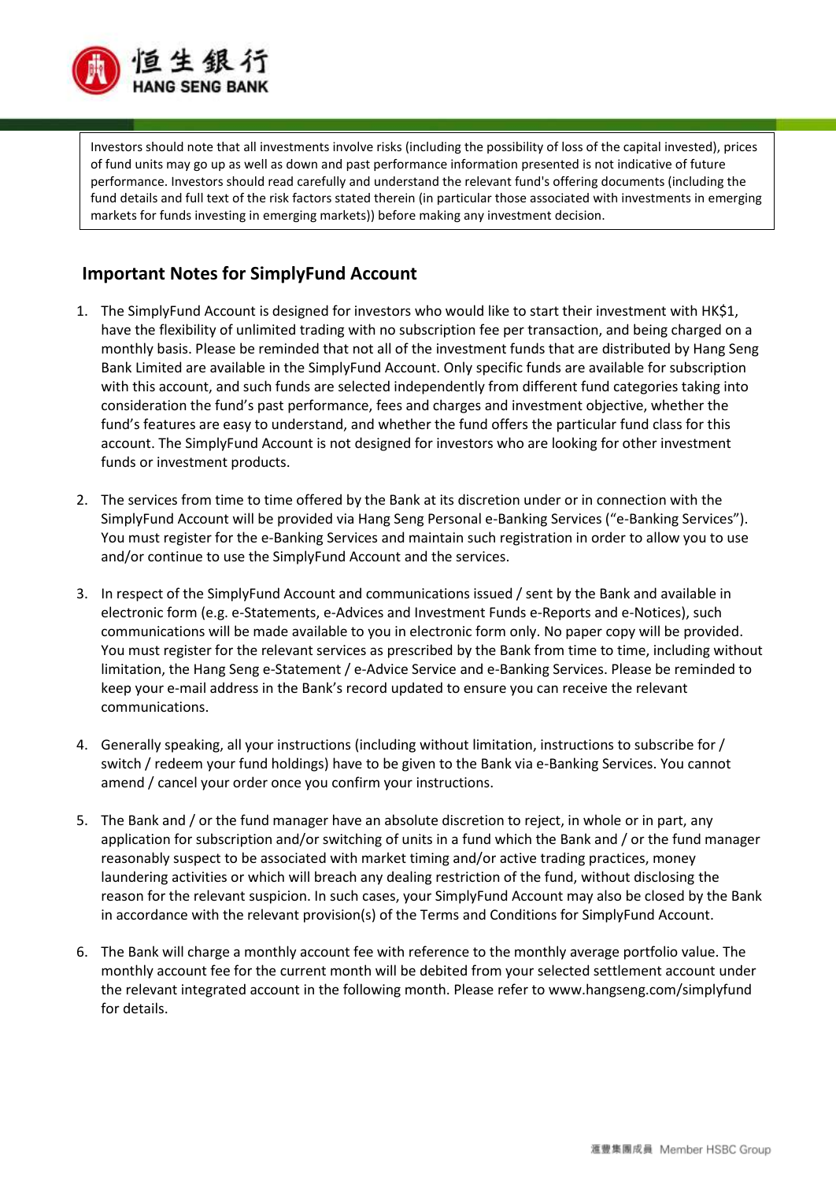Investors should note that all investments involve risks (including the possibility of loss of the capital invested), prices of fund units may go up as well as down and past performance information presented is not indicative of future performance. Investors should read carefully and understand the relevant fund's offering documents (including the fund details and full text of the risk factors stated therein (in particular those associated with investments in emerging markets for funds investing in emerging markets)) before making any investment decision.

## Important Notes for SimplyFund Account

1. The SimplyFund Account is designed for investors who would like to start their investment with HK$1, have the flexibility of unlimited trading with no subscription fee per transaction, and being charged on a monthly basis. Please be reminded that not all of the investment funds that are distributed by Hang Seng Bank Limited are available in the SimplyFund Account. Only specific funds are available for subscription with this account, and such funds are selected independently from different fund categories taking into consideration the fund's past performance, fees and charges and investment objective, whether the fund's features are easy to understand, and whether the fund offers the particular fund class for this account. The SimplyFund Account is not designed for investors who are looking for other investment funds or investment products.

2. The services from time to time offered by the Bank at its discretion under or in connection with the SimplyFund Account will be provided via Hang Seng Personal e-Banking Services ("e-Banking Services"). You must register for the e-Banking Services and maintain such registration in order to allow you to use and/or continue to use the SimplyFund Account and the services.

3. In respect of the SimplyFund Account and communications issued / sent by the Bank and available in electronic form (e.g. e-Statements, e-Advices and Investment Funds e-Reports and e-Notices), such communications will be made available to you in electronic form only. No paper copy will be provided. You must register for the relevant services as prescribed by the Bank from time to time, including without limitation, the Hang Seng e-Statement / e-Advice Service and e-Banking Services. Please be reminded to keep your e-mail address in the Bank's record updated to ensure you can receive the relevant communications.

4. Generally speaking, all your instructions (including without limitation, instructions to subscribe for / switch / redeem your fund holdings) have to be given to the Bank via e-Banking Services. You cannot amend / cancel your order once you confirm your instructions.

5. The Bank and / or the fund manager have an absolute discretion to reject, in whole or in part, any application for subscription and/or switching of units in a fund which the Bank and / or the fund manager reasonably suspect to be associated with market timing and/or active trading practices, money laundering activities or which will breach any dealing restriction of the fund, without disclosing the reason for the relevant suspicion. In such cases, your SimplyFund Account may also be closed by the Bank in accordance with the relevant provision(s) of the Terms and Conditions for SimplyFund Account.

6. The Bank will charge a monthly account fee with reference to the monthly average portfolio value. The monthly account fee for the current month will be debited from your selected settlement account under the relevant integrated account in the following month. Please refer to www.hangseng.com/simplyfund for details.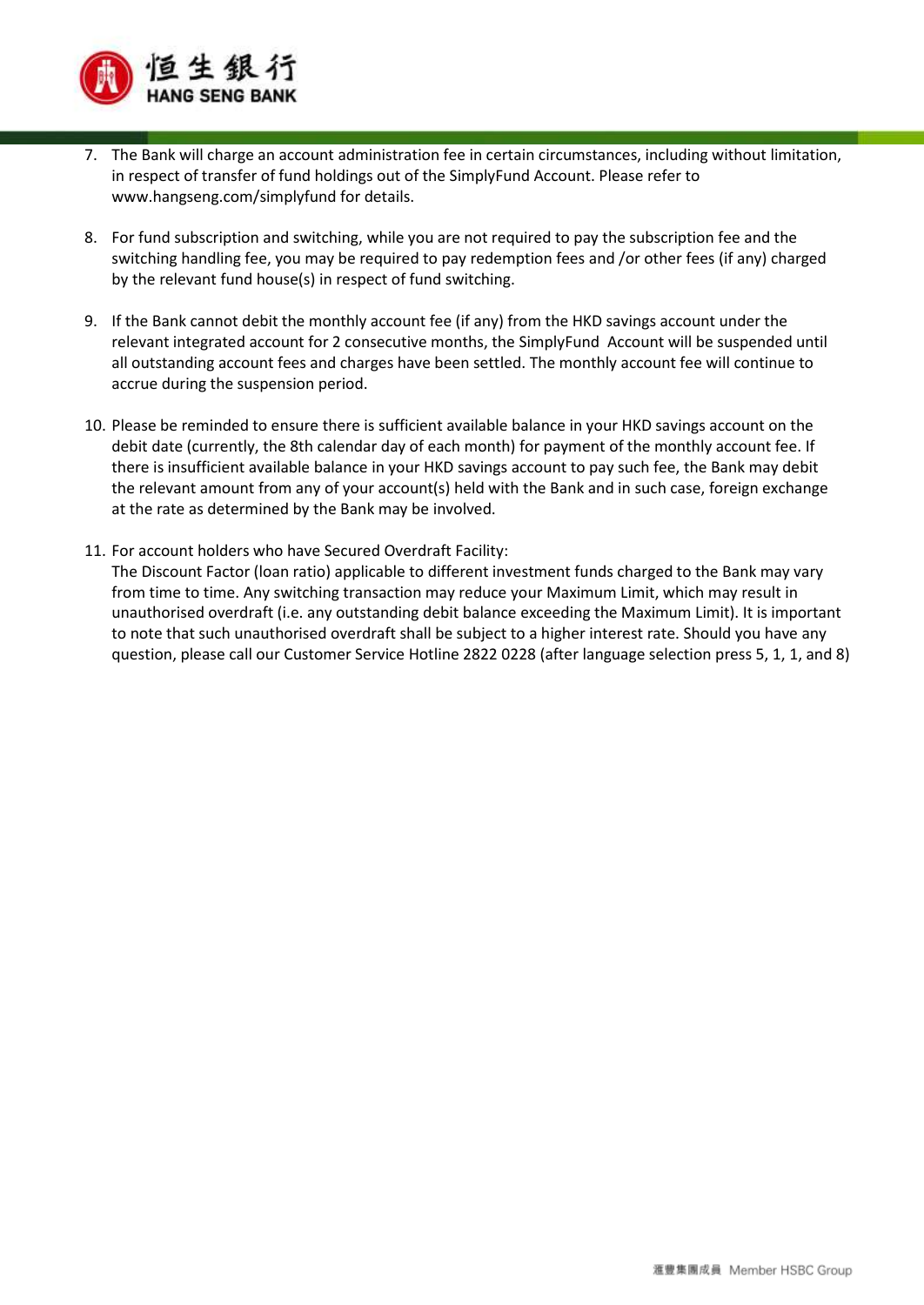7. The Bank will charge an account administration fee in certain circumstances, including without limitation, in respect of transfer of fund holdings out of the SimplyFund Account. Please refer to www.hangseng.com/simplyfund for details.

8. For fund subscription and switching, while you are not required to pay the subscription fee and the switching handling fee, you may be required to pay redemption fees and /or other fees (if any) charged by the relevant fund house(s) in respect of fund switching.

9. If the Bank cannot debit the monthly account fee (if any) from the HKD savings account under the relevant integrated account for 2 consecutive months, the SimplyFund Account will be suspended until all outstanding account fees and charges have been settled. The monthly account fee will continue to accrue during the suspension period.

10. Please be reminded to ensure there is sufficient available balance in your HKD savings account on the debit date (currently, the 8th calendar day of each month) for payment of the monthly account fee. If there is insufficient available balance in your HKD savings account to pay such fee, the Bank may debit the relevant amount from any of your account(s) held with the Bank and in such case, foreign exchange at the rate as determined by the Bank may be involved.

11. For account holders who have Secured Overdraft Facility:
    The Discount Factor (loan ratio) applicable to different investment funds charged to the Bank may vary from time to time. Any switching transaction may reduce your Maximum Limit, which may result in unauthorised overdraft (i.e. any outstanding debit balance exceeding the Maximum Limit). It is important to note that such unauthorised overdraft shall be subject to a higher interest rate. Should you have any question, please call our Customer Service Hotline 2822 0228 (after language selection press 5, 1, 1, and 8)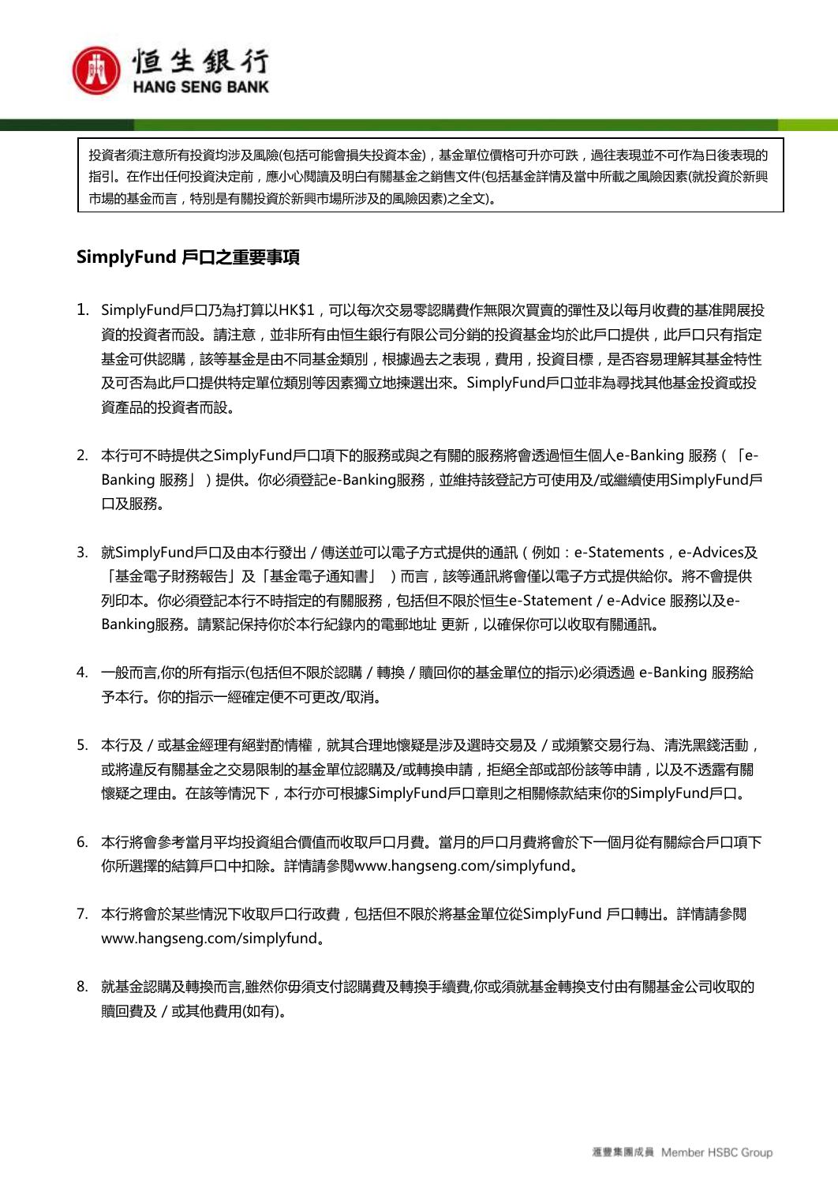投資者須注意所有投資均涉及風險(包括可能會損失投資本金)，基金單位價格可升亦可跌，過往表現並不可作為日後表現的指引。在作出任何投資決定前，應小心閱讀及明白有關基金之銷售文件(包括基金詳情及當中所載之風險因素(就投資於新興市場的基金而言，特別是有關投資於新興市場所涉及的風險因素)之全文)。

## SimplyFund 戶口之重要事項

1. SimplyFund戶口乃為打算以HK$1，可以每次交易零認購費作無限次買賣的彈性及以每月收費的基准開展投資的投資者而設。請注意，並非所有由恒生銀行有限公司分銷的投資基金均於此戶口提供，此戶口只有指定基金可供認購，該等基金是由不同基金類別，根據過去之表現，費用，投資目標，是否容易理解其基金特性及可否為此戶口提供特定單位類別等因素獨立地揀選出來。SimplyFund戶口並非為尋找其他基金投資或投資產品的投資者而設。

2. 本行可不時提供之SimplyFund戶口項下的服務或與之有關的服務將會透過恒生個人e-Banking 服務（「e-Banking 服務」）提供。你必須登記e-Banking服務，並維持該登記方可使用及/或繼續使用SimplyFund戶口及服務。

3. 就SimplyFund戶口及由本行發出 / 傳送並可以電子方式提供的通訊（例如：e-Statements，e-Advices及「基金電子財務報告」及「基金電子通知書」）而言，該等通訊將會僅以電子方式提供給你。將不會提供列印本。你必須登記本行不時指定的有關服務，包括但不限於恒生e-Statement / e-Advice 服務以及e-Banking服務。請緊記保持你於本行紀錄內的電郵地址 更新，以確保你可以收取有關通訊。

4. 一般而言,你的所有指示(包括但不限於認購 / 轉換 / 贖回你的基金單位的指示)必須透過 e-Banking 服務給予本行。你的指示一經確定便不可更改/取消。

5. 本行及 / 或基金經理有絕對酌情權，就其合理地懷疑是涉及選時交易及 / 或頻繁交易行為、清洗黑錢活動，或將違反有關基金之交易限制的基金單位認購及/或轉換申請，拒絕全部或部份該等申請，以及不透露有關懷疑之理由。在該等情況下，本行亦可根據SimplyFund戶口章則之相關條款結束你的SimplyFund戶口。

6. 本行將會參考當月平均投資組合價值而收取戶口月費。當月的戶口月費將會於下一個月從有關綜合戶口項下你所選擇的結算戶口中扣除。詳情請參閱www.hangseng.com/simplyfund。

7. 本行將會於某些情況下收取戶口行政費，包括但不限於將基金單位從SimplyFund 戶口轉出。詳情請參閱www.hangseng.com/simplyfund。

8. 就基金認購及轉換而言,雖然你毋須支付認購費及轉換手續費,你或須就基金轉換支付由有關基金公司收取的贖回費及 / 或其他費用(如有)。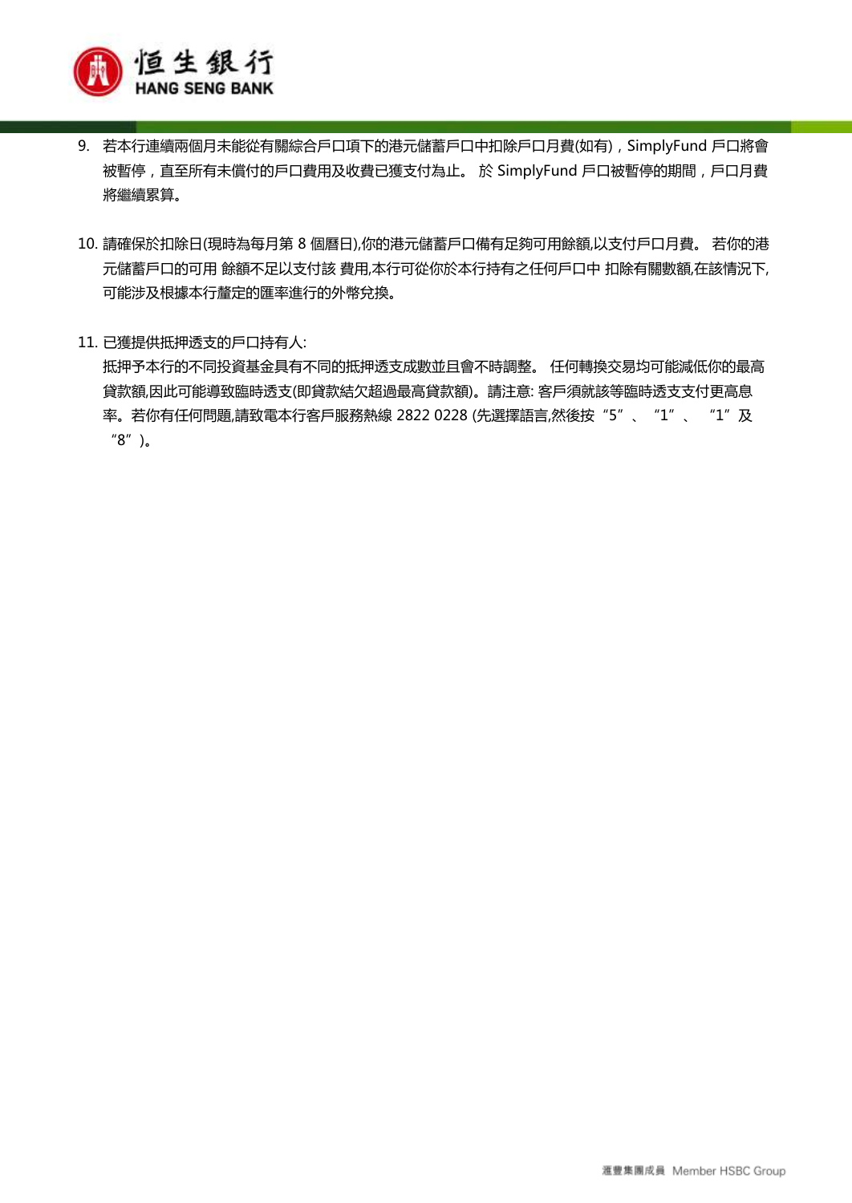9. 若本行連續兩個月未能從有關綜合戶口項下的港元儲蓄戶口中扣除戶口月費(如有)，SimplyFund 戶口將會被暫停，直至所有未償付的戶口費用及收費已獲支付為止。 於 SimplyFund 戶口被暫停的期間，戶口月費將繼續累算。

10. 請確保於扣除日(現時為每月第 8 個曆日),你的港元儲蓄戶口備有足夠可用餘額,以支付戶口月費。 若你的港元儲蓄戶口的可用 餘額不足以支付該 費用,本行可從你於本行持有之任何戶口中 扣除有關數額,在該情況下,可能涉及根據本行釐定的匯率進行的外幣兌換。

11. 已獲提供抵押透支的戶口持有人:
    抵押予本行的不同投資基金具有不同的抵押透支成數並且會不時調整。 任何轉換交易均可能減低你的最高貸款額,因此可能導致臨時透支(即貸款結欠超過最高貸款額)。請注意: 客戶須就該等臨時透支支付更高息率。若你有任何問題,請致電本行客戶服務熱線 2822 0228 (先選擇語言,然後按“5”、“1”、“1”及“8”)。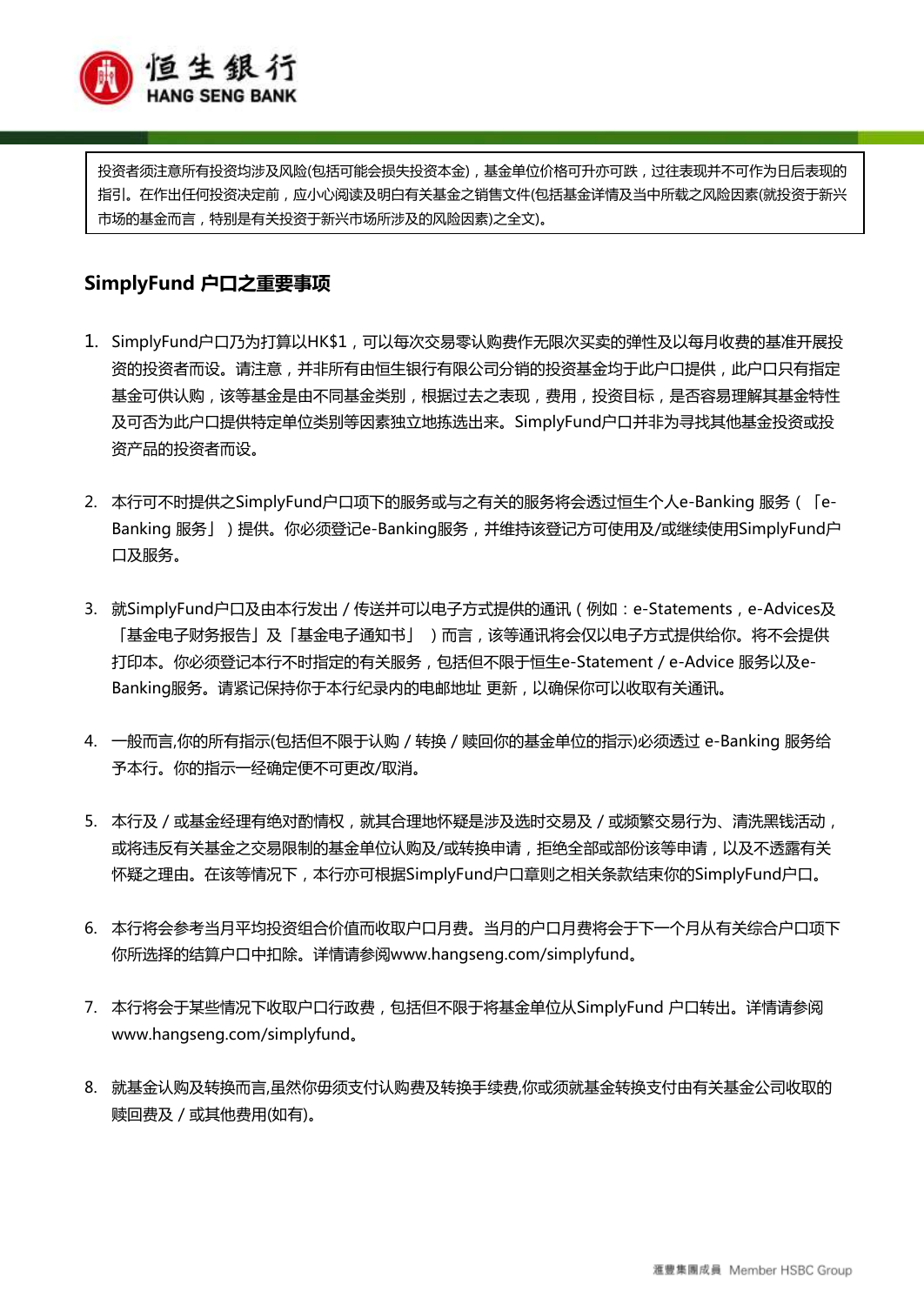投资者须注意所有投资均涉及风险(包括可能会损失投资本金)，基金单位价格可升亦可跌，过往表现并不可作为日后表现的指引。在作出任何投资决定前，应小心阅读及明白有关基金之销售文件(包括基金详情及当中所载之风险因素(就投资于新兴市场的基金而言，特别是有关投资于新兴市场所涉及的风险因素)之全文)。

## SimplyFund 户口之重要事项

1. SimplyFund户口乃为打算以HK$1，可以每次交易零认购费作无限次买卖的弹性及以每月收费的基准开展投资的投资者而设。请注意，并非所有由恒生银行有限公司分销的投资基金均于此户口提供，此户口只有指定基金可供认购，该等基金是由不同基金类别，根据过去之表现，费用，投资目标，是否容易理解其基金特性及可否为此户口提供特定单位类别等因素独立地拣选出来。SimplyFund户口并非为寻找其他基金投资或投资产品的投资者而设。

2. 本行可不时提供之SimplyFund户口项下的服务或与之有关的服务将会透过恒生个人e-Banking 服务（「e-Banking 服务」）提供。你必须登记e-Banking服务，并维持该登记方可使用及/或继续使用SimplyFund户口及服务。

3. 就SimplyFund户口及由本行发出 / 传送并可以电子方式提供的通讯（例如：e-Statements，e-Advices及「基金电子财务报告」及「基金电子通知书」）而言，该等通讯将会仅以电子方式提供给你。将不会提供打印本。你必须登记本行不时指定的有关服务，包括但不限于恒生e-Statement / e-Advice 服务以及e-Banking服务。请紧记保持你于本行纪录内的电邮地址 更新，以确保你可以收取有关通讯。

4. 一般而言,你的所有指示(包括但不限于认购 / 转换 / 赎回你的基金单位的指示)必须透过 e-Banking 服务给予本行。你的指示一经确定便不可更改/取消。

5. 本行及 / 或基金经理有绝对酌情权，就其合理地怀疑是涉及选时交易及 / 或频繁交易行为、清洗黑钱活动，或将违反有关基金之交易限制的基金单位认购及/或转换申请，拒绝全部或部份该等申请，以及不透露有关怀疑之理由。在该等情况下，本行亦可根据SimplyFund户口章则之相关条款结束你的SimplyFund户口。

6. 本行将会参考当月平均投资组合价值而收取户口月费。当月的户口月费将会于下一个月从有关综合户口项下你所选择的结算户口中扣除。详情请参阅www.hangseng.com/simplyfund。

7. 本行将会于某些情况下收取户口行政费，包括但不限于将基金单位从SimplyFund 户口转出。详情请参阅www.hangseng.com/simplyfund。

8. 就基金认购及转换而言,虽然你毋须支付认购费及转换手续费,你或须就基金转换支付由有关基金公司收取的赎回费及 / 或其他费用(如有)。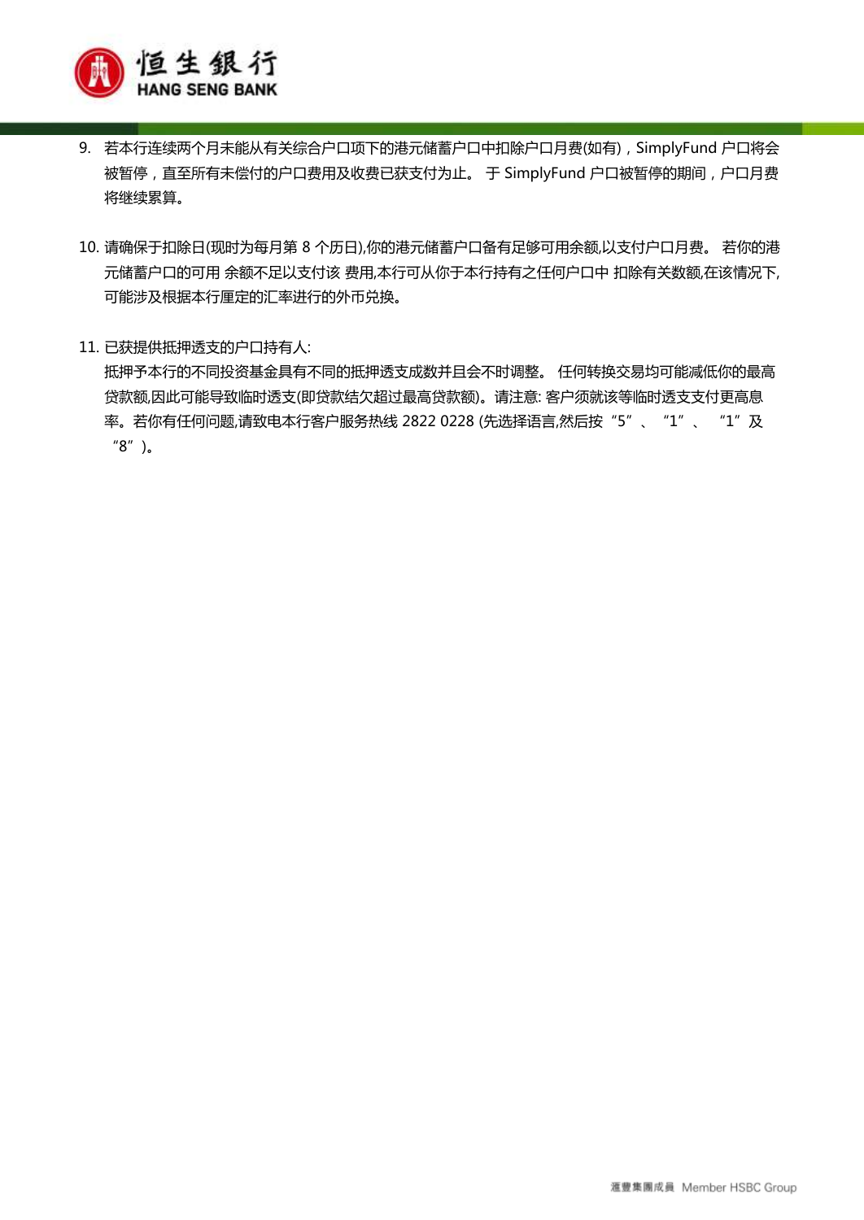9. 若本行连续两个月未能从有关综合户口项下的港元储蓄户口中扣除户口月费(如有)，SimplyFund 户口将会被暂停，直至所有未偿付的户口费用及收费已获支付为止。 于 SimplyFund 户口被暂停的期间，户口月费将继续累算。

10. 请确保于扣除日(现时为每月第 8 个历日),你的港元储蓄户口备有足够可用余额,以支付户口月费。 若你的港元储蓄户口的可用 余额不足以支付该 费用,本行可从你于本行持有之任何户口中 扣除有关数额,在该情况下,可能涉及根据本行厘定的汇率进行的外币兑换。

11. 已获提供抵押透支的户口持有人:
    抵押予本行的不同投资基金具有不同的抵押透支成数并且会不时调整。 任何转换交易均可能减低你的最高贷款额,因此可能导致临时透支(即贷款结欠超过最高贷款额)。请注意: 客户须就该等临时透支支付更高息率。若你有任何问题,请致电本行客户服务热线 2822 0228 (先选择语言,然后按 “5” 、 “1” 、 “1” 及 “8” )。